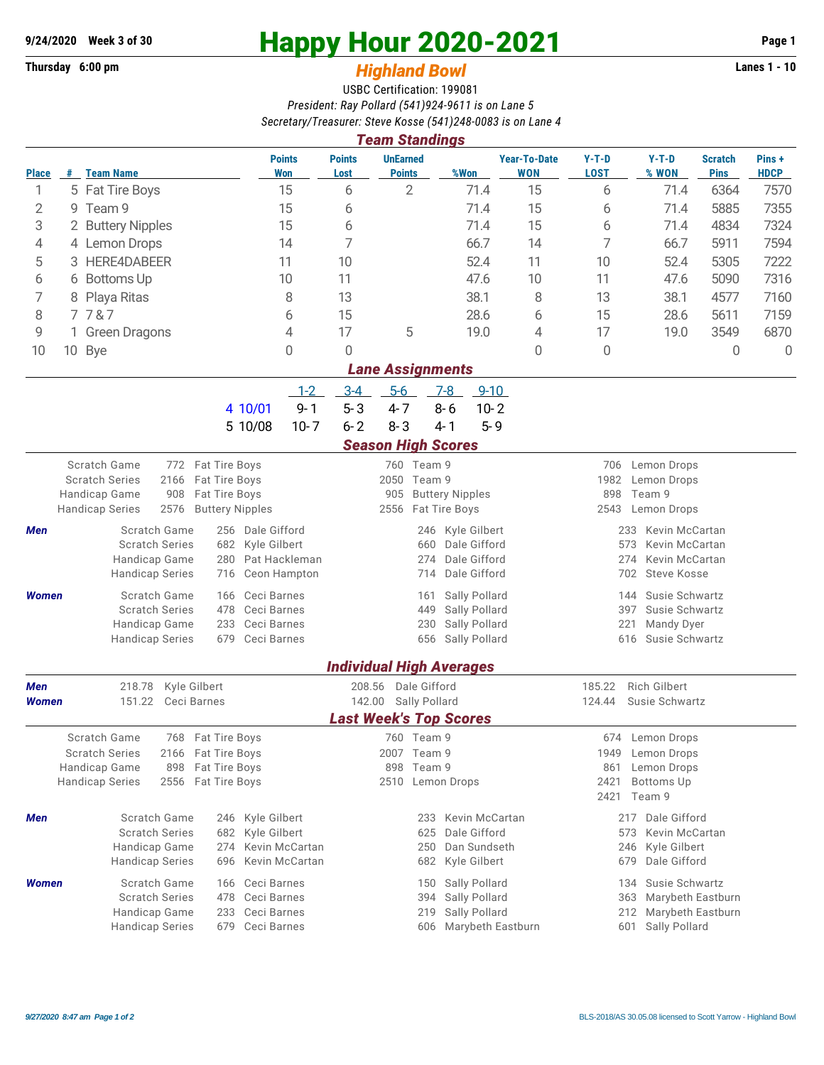9/24/2020 Week 3 of 30

# Happy Hour 2020-2021

Thursday 6:00 pm

## Highland Bowl

Lanes 1 - 10

USBC Certification: 199081

*President: Ray Pollard (541)924-9611 is on Lane 5*

*Secretary/Treasurer: Steve Kosse (541)248-0083 is on Lane 4*

### Team Standings

| Place | # | Team Name | Points Won | Points Lost | UnEarned Points | %Won | Year-To-Date WON | Y-T-D LOST | Y-T-D % WON | Scratch Pins | Pins + HDCP |
|---|---|---|---|---|---|---|---|---|---|---|---|
| 1 | 5 | Fat Tire Boys | 15 | 6 | 2 | 71.4 | 15 | 6 | 71.4 | 6364 | 7570 |
| 2 | 9 | Team 9 | 15 | 6 | | 71.4 | 15 | 6 | 71.4 | 5885 | 7355 |
| 3 | 2 | Buttery Nipples | 15 | 6 | | 71.4 | 15 | 6 | 71.4 | 4834 | 7324 |
| 4 | 4 | Lemon Drops | 14 | 7 | | 66.7 | 14 | 7 | 66.7 | 5911 | 7594 |
| 5 | 3 | HERE4DABEER | 11 | 10 | | 52.4 | 11 | 10 | 52.4 | 5305 | 7222 |
| 6 | 6 | Bottoms Up | 10 | 11 | | 47.6 | 10 | 11 | 47.6 | 5090 | 7316 |
| 7 | 8 | Playa Ritas | 8 | 13 | | 38.1 | 8 | 13 | 38.1 | 4577 | 7160 |
| 8 | 7 | 7 & 7 | 6 | 15 | | 28.6 | 6 | 15 | 28.6 | 5611 | 7159 |
| 9 | 1 | Green Dragons | 4 | 17 | 5 | 19.0 | 4 | 17 | 19.0 | 3549 | 6870 |
| 10 | 10 | Bye | 0 | 0 | | | 0 | 0 | | 0 | 0 |

### Lane Assignments

| Week | Date | 1-2 | 3-4 | 5-6 | 7-8 | 9-10 |
|---|---|---|---|---|---|---|
| 4 | 10/01 | 9- 1 | 5- 3 | 4- 7 | 8- 6 | 10- 2 |
| 5 | 10/08 | 10- 7 | 6- 2 | 8- 3 | 4- 1 | 5- 9 |

### Season High Scores

| | | | | | | |
|---|---|---|---|---|---|---|
| Scratch Game | 772 | Fat Tire Boys | 760 | Team 9 | 706 | Lemon Drops |
| Scratch Series | 2166 | Fat Tire Boys | 2050 | Team 9 | 1982 | Lemon Drops |
| Handicap Game | 908 | Fat Tire Boys | 905 | Buttery Nipples | 898 | Team 9 |
| Handicap Series | 2576 | Buttery Nipples | 2556 | Fat Tire Boys | 2543 | Lemon Drops |

| | | | | | | | |
|---|---|---|---|---|---|---|---|
| **Men** | Scratch Game | 256 | Dale Gifford | 246 | Kyle Gilbert | 233 | Kevin McCartan |
| | Scratch Series | 682 | Kyle Gilbert | 660 | Dale Gifford | 573 | Kevin McCartan |
| | Handicap Game | 280 | Pat Hackleman | 274 | Dale Gifford | 274 | Kevin McCartan |
| | Handicap Series | 716 | Ceon Hampton | 714 | Dale Gifford | 702 | Steve Kosse |
| **Women** | Scratch Game | 166 | Ceci Barnes | 161 | Sally Pollard | 144 | Susie Schwartz |
| | Scratch Series | 478 | Ceci Barnes | 449 | Sally Pollard | 397 | Susie Schwartz |
| | Handicap Game | 233 | Ceci Barnes | 230 | Sally Pollard | 221 | Mandy Dyer |
| | Handicap Series | 679 | Ceci Barnes | 656 | Sally Pollard | 616 | Susie Schwartz |

### Individual High Averages

| | | | | | | |
|---|---|---|---|---|---|---|
| **Men** | 218.78 | Kyle Gilbert | 208.56 | Dale Gifford | 185.22 | Rich Gilbert |
| **Women** | 151.22 | Ceci Barnes | 142.00 | Sally Pollard | 124.44 | Susie Schwartz |

### Last Week's Top Scores

| | | | | | | |
|---|---|---|---|---|---|---|
| Scratch Game | 768 | Fat Tire Boys | 760 | Team 9 | 674 | Lemon Drops |
| Scratch Series | 2166 | Fat Tire Boys | 2007 | Team 9 | 1949 | Lemon Drops |
| Handicap Game | 898 | Fat Tire Boys | 898 | Team 9 | 861 | Lemon Drops |
| Handicap Series | 2556 | Fat Tire Boys | 2510 | Lemon Drops | 2421 | Bottoms Up |
| | | | | | 2421 | Team 9 |

| | | | | | | | |
|---|---|---|---|---|---|---|---|
| **Men** | Scratch Game | 246 | Kyle Gilbert | 233 | Kevin McCartan | 217 | Dale Gifford |
| | Scratch Series | 682 | Kyle Gilbert | 625 | Dale Gifford | 573 | Kevin McCartan |
| | Handicap Game | 274 | Kevin McCartan | 250 | Dan Sundseth | 246 | Kyle Gilbert |
| | Handicap Series | 696 | Kevin McCartan | 682 | Kyle Gilbert | 679 | Dale Gifford |
| **Women** | Scratch Game | 166 | Ceci Barnes | 150 | Sally Pollard | 134 | Susie Schwartz |
| | Scratch Series | 478 | Ceci Barnes | 394 | Sally Pollard | 363 | Marybeth Eastburn |
| | Handicap Game | 233 | Ceci Barnes | 219 | Sally Pollard | 212 | Marybeth Eastburn |
| | Handicap Series | 679 | Ceci Barnes | 606 | Marybeth Eastburn | 601 | Sally Pollard |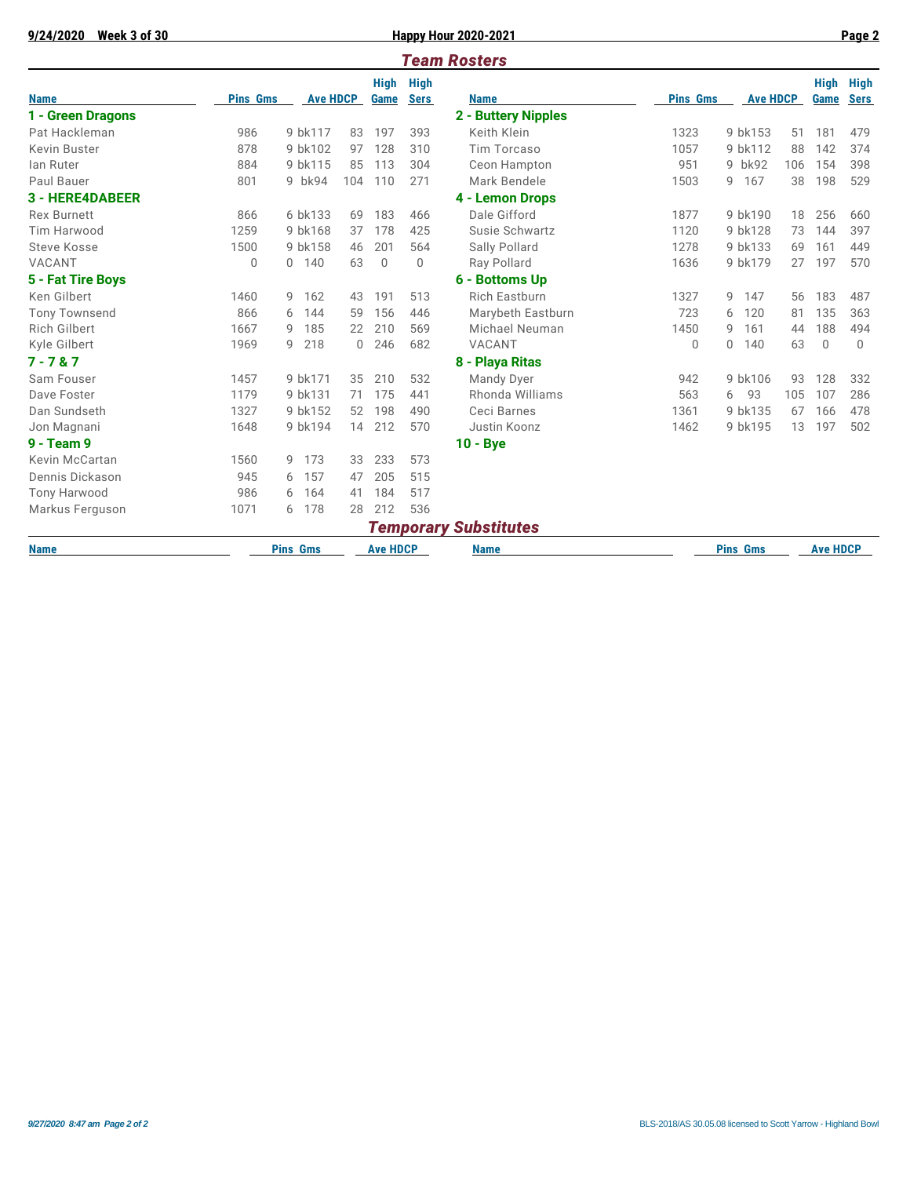## Team Rosters

| Name | Pins | Gms | Ave | HDCP | High Game | High Sers |
|---|---|---|---|---|---|---|
| **1 - Green Dragons** | | | | | | |
| Pat Hackleman | 986 | 9 | bk117 | 83 | 197 | 393 |
| Kevin Buster | 878 | 9 | bk102 | 97 | 128 | 310 |
| Ian Ruter | 884 | 9 | bk115 | 85 | 113 | 304 |
| Paul Bauer | 801 | 9 | bk94 | 104 | 110 | 271 |
| **2 - Buttery Nipples** | | | | | | |
| Keith Klein | 1323 | 9 | bk153 | 51 | 181 | 479 |
| Tim Torcaso | 1057 | 9 | bk112 | 88 | 142 | 374 |
| Ceon Hampton | 951 | 9 | bk92 | 106 | 154 | 398 |
| Mark Bendele | 1503 | 9 | 167 | 38 | 198 | 529 |
| **3 - HERE4DABEER** | | | | | | |
| Rex Burnett | 866 | 6 | bk133 | 69 | 183 | 466 |
| Tim Harwood | 1259 | 9 | bk168 | 37 | 178 | 425 |
| Steve Kosse | 1500 | 9 | bk158 | 46 | 201 | 564 |
| VACANT | 0 | 0 | 140 | 63 | 0 | 0 |
| **4 - Lemon Drops** | | | | | | |
| Dale Gifford | 1877 | 9 | bk190 | 18 | 256 | 660 |
| Susie Schwartz | 1120 | 9 | bk128 | 73 | 144 | 397 |
| Sally Pollard | 1278 | 9 | bk133 | 69 | 161 | 449 |
| Ray Pollard | 1636 | 9 | bk179 | 27 | 197 | 570 |
| **5 - Fat Tire Boys** | | | | | | |
| Ken Gilbert | 1460 | 9 | 162 | 43 | 191 | 513 |
| Tony Townsend | 866 | 6 | 144 | 59 | 156 | 446 |
| Rich Gilbert | 1667 | 9 | 185 | 22 | 210 | 569 |
| Kyle Gilbert | 1969 | 9 | 218 | 0 | 246 | 682 |
| **6 - Bottoms Up** | | | | | | |
| Rich Eastburn | 1327 | 9 | 147 | 56 | 183 | 487 |
| Marybeth Eastburn | 723 | 6 | 120 | 81 | 135 | 363 |
| Michael Neuman | 1450 | 9 | 161 | 44 | 188 | 494 |
| VACANT | 0 | 0 | 140 | 63 | 0 | 0 |
| **7 - 7 & 7** | | | | | | |
| Sam Fouser | 1457 | 9 | bk171 | 35 | 210 | 532 |
| Dave Foster | 1179 | 9 | bk131 | 71 | 175 | 441 |
| Dan Sundseth | 1327 | 9 | bk152 | 52 | 198 | 490 |
| Jon Magnani | 1648 | 9 | bk194 | 14 | 212 | 570 |
| **8 - Playa Ritas** | | | | | | |
| Mandy Dyer | 942 | 9 | bk106 | 93 | 128 | 332 |
| Rhonda Williams | 563 | 6 | 93 | 105 | 107 | 286 |
| Ceci Barnes | 1361 | 9 | bk135 | 67 | 166 | 478 |
| Justin Koonz | 1462 | 9 | bk195 | 13 | 197 | 502 |
| **9 - Team 9** | | | | | | |
| Kevin McCartan | 1560 | 9 | 173 | 33 | 233 | 573 |
| Dennis Dickason | 945 | 6 | 157 | 47 | 205 | 515 |
| Tony Harwood | 986 | 6 | 164 | 41 | 184 | 517 |
| Markus Ferguson | 1071 | 6 | 178 | 28 | 212 | 536 |
| **10 - Bye** | | | | | | |

## Temporary Substitutes

| Name | Pins | Gms | Ave | HDCP | Name | Pins | Gms | Ave | HDCP |
|---|---|---|---|---|---|---|---|---|---|